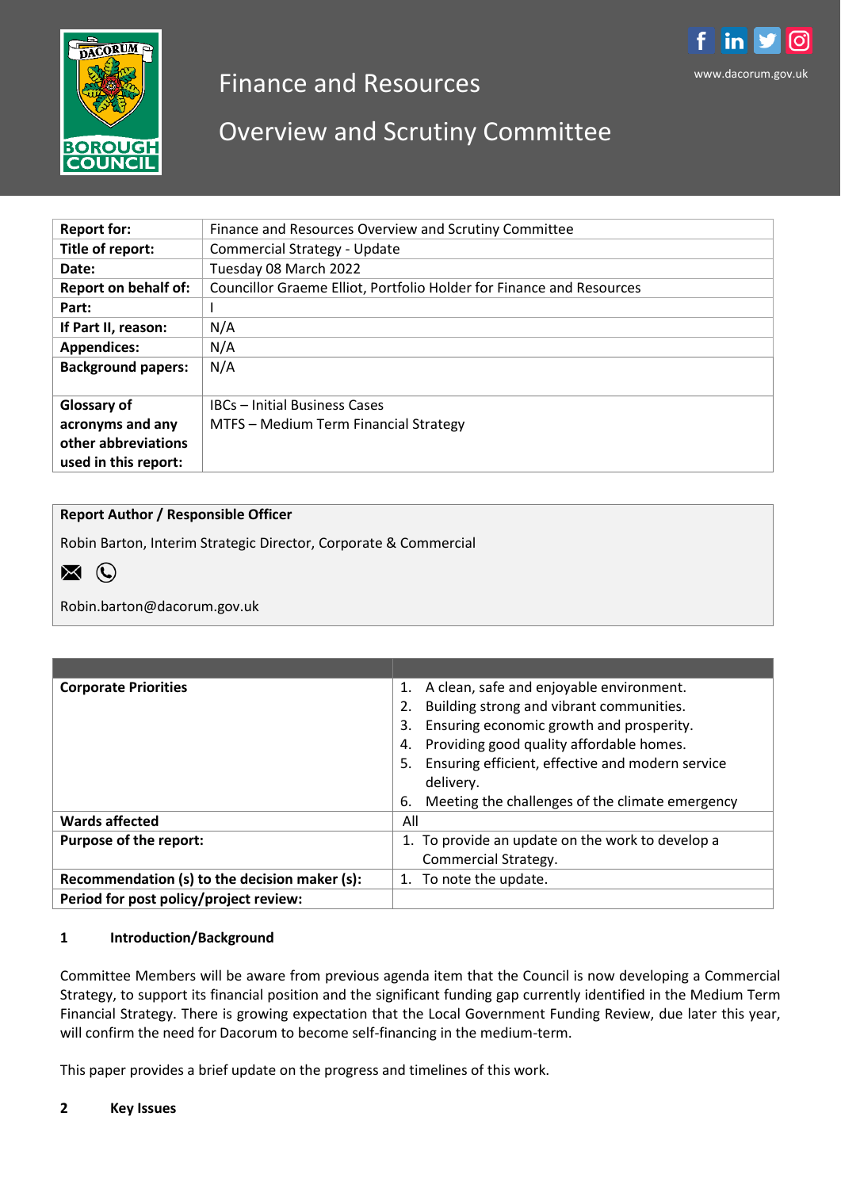# Finance and Resources

# Overview and Scrutiny Committee

www.dacorum.gov.uk

| | |
|---|---|
| **Report for:** | Finance and Resources Overview and Scrutiny Committee |
| **Title of report:** | Commercial Strategy - Update |
| **Date:** | Tuesday 08 March 2022 |
| **Report on behalf of:** | Councillor Graeme Elliot, Portfolio Holder for Finance and Resources |
| **Part:** | I |
| **If Part II, reason:** | N/A |
| **Appendices:** | N/A |
| **Background papers:** | N/A |
| **Glossary of acronyms and any other abbreviations used in this report:** | IBCs – Initial Business Cases<br>MTFS – Medium Term Financial Strategy |

**Report Author / Responsible Officer**

Robin Barton, Interim Strategic Director, Corporate & Commercial

Robin.barton@dacorum.gov.uk

| | |
|---|---|
| **Corporate Priorities** | 1. A clean, safe and enjoyable environment.<br>2. Building strong and vibrant communities.<br>3. Ensuring economic growth and prosperity.<br>4. Providing good quality affordable homes.<br>5. Ensuring efficient, effective and modern service delivery.<br>6. Meeting the challenges of the climate emergency |
| **Wards affected** | All |
| **Purpose of the report:** | 1. To provide an update on the work to develop a Commercial Strategy. |
| **Recommendation (s) to the decision maker (s):** | 1. To note the update. |
| **Period for post policy/project review:** | |

## 1 Introduction/Background

Committee Members will be aware from previous agenda item that the Council is now developing a Commercial Strategy, to support its financial position and the significant funding gap currently identified in the Medium Term Financial Strategy. There is growing expectation that the Local Government Funding Review, due later this year, will confirm the need for Dacorum to become self-financing in the medium-term.

This paper provides a brief update on the progress and timelines of this work.

## 2 Key Issues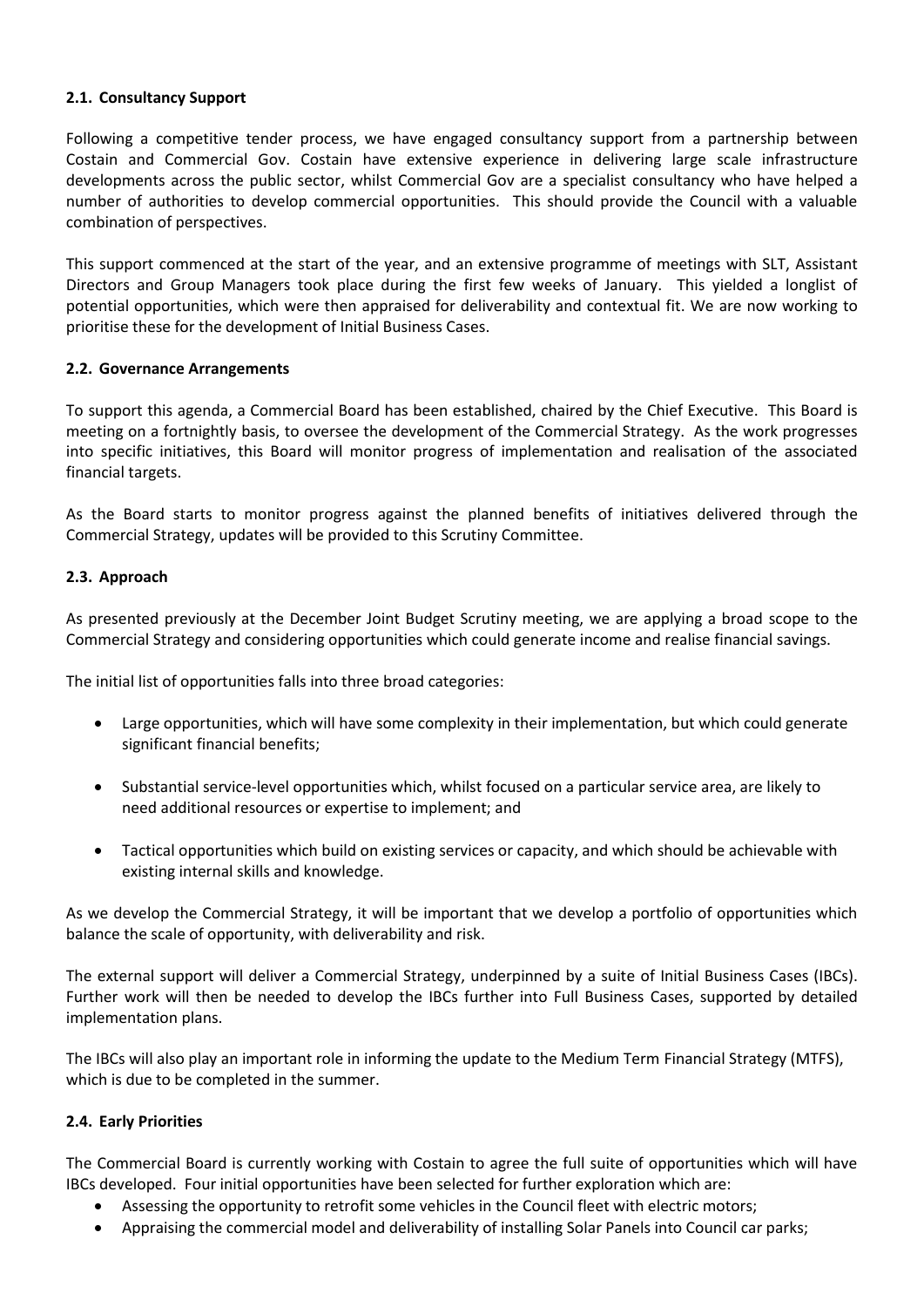### 2.1. Consultancy Support

Following a competitive tender process, we have engaged consultancy support from a partnership between Costain and Commercial Gov. Costain have extensive experience in delivering large scale infrastructure developments across the public sector, whilst Commercial Gov are a specialist consultancy who have helped a number of authorities to develop commercial opportunities. This should provide the Council with a valuable combination of perspectives.

This support commenced at the start of the year, and an extensive programme of meetings with SLT, Assistant Directors and Group Managers took place during the first few weeks of January. This yielded a longlist of potential opportunities, which were then appraised for deliverability and contextual fit. We are now working to prioritise these for the development of Initial Business Cases.

### 2.2. Governance Arrangements

To support this agenda, a Commercial Board has been established, chaired by the Chief Executive. This Board is meeting on a fortnightly basis, to oversee the development of the Commercial Strategy. As the work progresses into specific initiatives, this Board will monitor progress of implementation and realisation of the associated financial targets.

As the Board starts to monitor progress against the planned benefits of initiatives delivered through the Commercial Strategy, updates will be provided to this Scrutiny Committee.

### 2.3. Approach

As presented previously at the December Joint Budget Scrutiny meeting, we are applying a broad scope to the Commercial Strategy and considering opportunities which could generate income and realise financial savings.

The initial list of opportunities falls into three broad categories:

- Large opportunities, which will have some complexity in their implementation, but which could generate significant financial benefits;
- Substantial service-level opportunities which, whilst focused on a particular service area, are likely to need additional resources or expertise to implement; and
- Tactical opportunities which build on existing services or capacity, and which should be achievable with existing internal skills and knowledge.

As we develop the Commercial Strategy, it will be important that we develop a portfolio of opportunities which balance the scale of opportunity, with deliverability and risk.

The external support will deliver a Commercial Strategy, underpinned by a suite of Initial Business Cases (IBCs). Further work will then be needed to develop the IBCs further into Full Business Cases, supported by detailed implementation plans.

The IBCs will also play an important role in informing the update to the Medium Term Financial Strategy (MTFS), which is due to be completed in the summer.

### 2.4. Early Priorities

The Commercial Board is currently working with Costain to agree the full suite of opportunities which will have IBCs developed. Four initial opportunities have been selected for further exploration which are:

- Assessing the opportunity to retrofit some vehicles in the Council fleet with electric motors;
- Appraising the commercial model and deliverability of installing Solar Panels into Council car parks;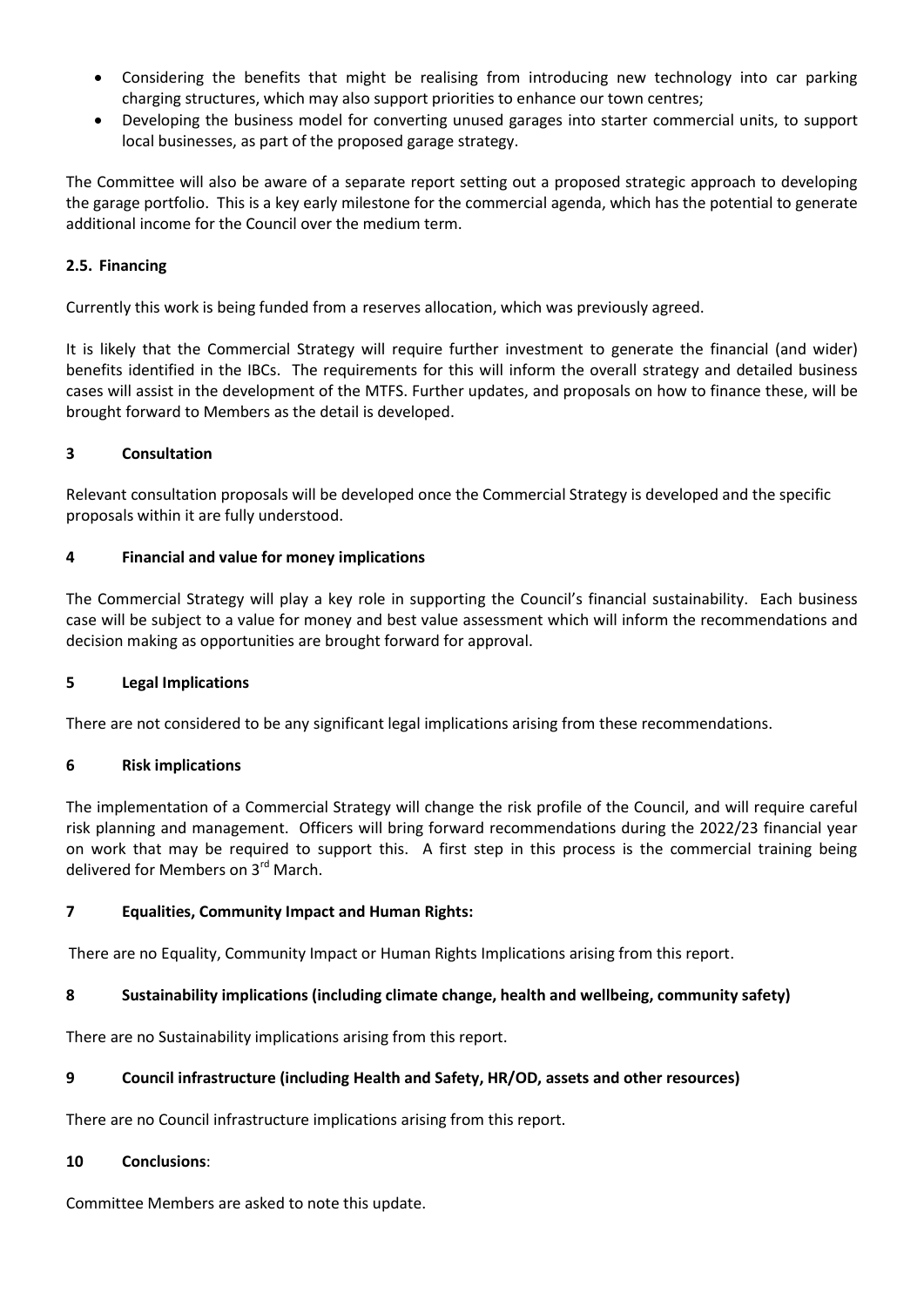- Considering the benefits that might be realising from introducing new technology into car parking charging structures, which may also support priorities to enhance our town centres;
- Developing the business model for converting unused garages into starter commercial units, to support local businesses, as part of the proposed garage strategy.

The Committee will also be aware of a separate report setting out a proposed strategic approach to developing the garage portfolio. This is a key early milestone for the commercial agenda, which has the potential to generate additional income for the Council over the medium term.

**2.5. Financing**

Currently this work is being funded from a reserves allocation, which was previously agreed.

It is likely that the Commercial Strategy will require further investment to generate the financial (and wider) benefits identified in the IBCs. The requirements for this will inform the overall strategy and detailed business cases will assist in the development of the MTFS. Further updates, and proposals on how to finance these, will be brought forward to Members as the detail is developed.

## 3 Consultation

Relevant consultation proposals will be developed once the Commercial Strategy is developed and the specific proposals within it are fully understood.

## 4 Financial and value for money implications

The Commercial Strategy will play a key role in supporting the Council's financial sustainability. Each business case will be subject to a value for money and best value assessment which will inform the recommendations and decision making as opportunities are brought forward for approval.

## 5 Legal Implications

There are not considered to be any significant legal implications arising from these recommendations.

## 6 Risk implications

The implementation of a Commercial Strategy will change the risk profile of the Council, and will require careful risk planning and management. Officers will bring forward recommendations during the 2022/23 financial year on work that may be required to support this. A first step in this process is the commercial training being delivered for Members on 3rd March.

## 7 Equalities, Community Impact and Human Rights:

There are no Equality, Community Impact or Human Rights Implications arising from this report.

## 8 Sustainability implications (including climate change, health and wellbeing, community safety)

There are no Sustainability implications arising from this report.

## 9 Council infrastructure (including Health and Safety, HR/OD, assets and other resources)

There are no Council infrastructure implications arising from this report.

## 10 Conclusions:

Committee Members are asked to note this update.